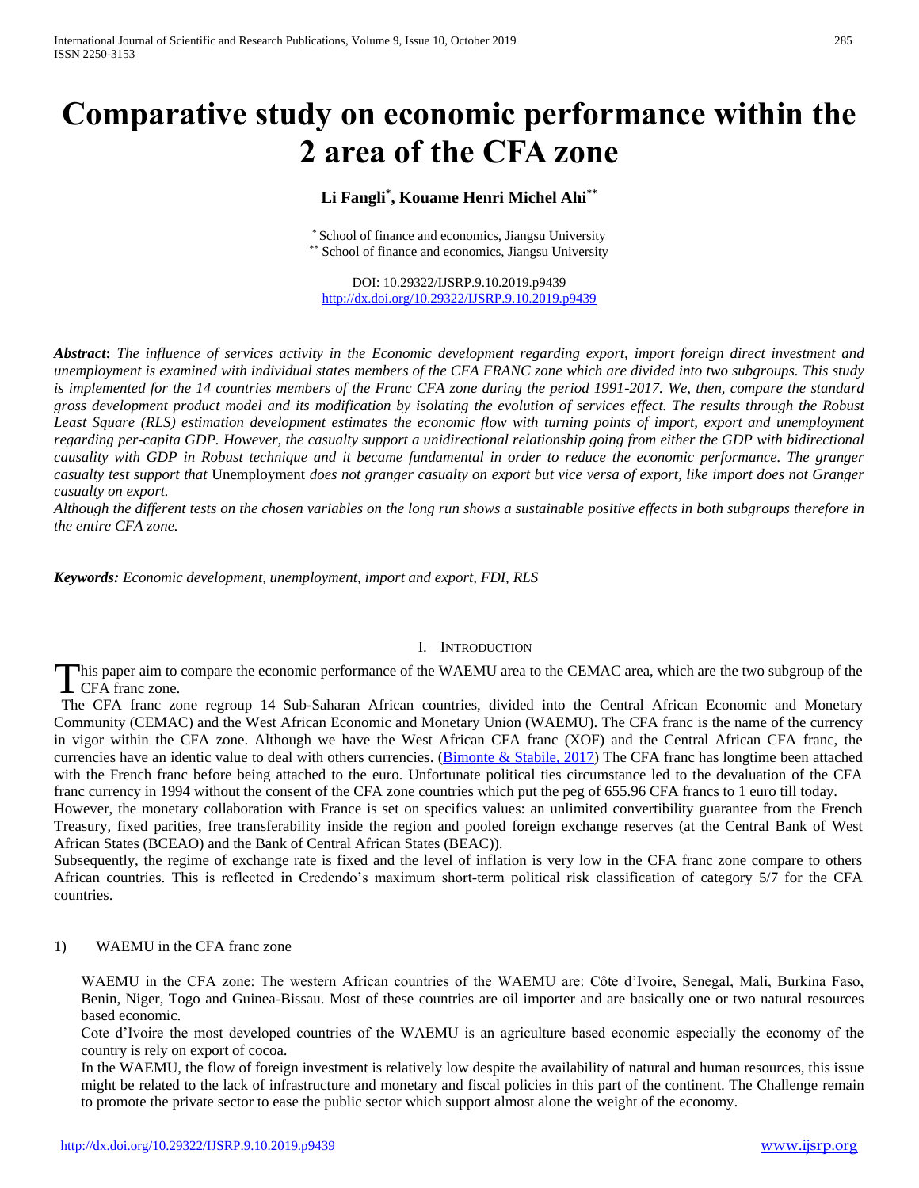# Comparative study on economic performance within the 2 area of the CFA zone

**Li Fangli[*], Kouame Henri Michel Ahi[**]**

[*] School of finance and economics, Jiangsu University
[**] School of finance and economics, Jiangsu University

DOI: 10.29322/IJSRP.9.10.2019.p9439
http://dx.doi.org/10.29322/IJSRP.9.10.2019.p9439

***Abstract*: *The influence of services activity in the Economic development regarding export, import foreign direct investment and unemployment is examined with individual states members of the CFA FRANC zone which are divided into two subgroups. This study is implemented for the 14 countries members of the Franc CFA zone during the period 1991-2017. We, then, compare the standard gross development product model and its modification by isolating the evolution of services effect. The results through the Robust Least Square (RLS) estimation development estimates the economic flow with turning points of import, export and unemployment regarding per-capita GDP. However, the casualty support a unidirectional relationship going from either the GDP with bidirectional causality with GDP in Robust technique and it became fundamental in order to reduce the economic performance. The granger casualty test support that* Unemployment *does not granger casualty on export but vice versa of export, like import does not Granger casualty on export.*

*Although the different tests on the chosen variables on the long run shows a sustainable positive effects in both subgroups therefore in the entire CFA zone.*

***Keywords:*** *Economic development, unemployment, import and export, FDI, RLS*

## I. Introduction

This paper aim to compare the economic performance of the WAEMU area to the CEMAC area, which are the two subgroup of the CFA franc zone.

The CFA franc zone regroup 14 Sub-Saharan African countries, divided into the Central African Economic and Monetary Community (CEMAC) and the West African Economic and Monetary Union (WAEMU). The CFA franc is the name of the currency in vigor within the CFA zone. Although we have the West African CFA franc (XOF) and the Central African CFA franc, the currencies have an identic value to deal with others currencies. (Bimonte & Stabile, 2017) The CFA franc has longtime been attached with the French franc before being attached to the euro. Unfortunate political ties circumstance led to the devaluation of the CFA franc currency in 1994 without the consent of the CFA zone countries which put the peg of 655.96 CFA francs to 1 euro till today.

However, the monetary collaboration with France is set on specifics values: an unlimited convertibility guarantee from the French Treasury, fixed parities, free transferability inside the region and pooled foreign exchange reserves (at the Central Bank of West African States (BCEAO) and the Bank of Central African States (BEAC)).

Subsequently, the regime of exchange rate is fixed and the level of inflation is very low in the CFA franc zone compare to others African countries. This is reflected in Credendo's maximum short-term political risk classification of category 5/7 for the CFA countries.

### 1) WAEMU in the CFA franc zone

WAEMU in the CFA zone: The western African countries of the WAEMU are: Côte d'Ivoire, Senegal, Mali, Burkina Faso, Benin, Niger, Togo and Guinea-Bissau. Most of these countries are oil importer and are basically one or two natural resources based economic.

Cote d'Ivoire the most developed countries of the WAEMU is an agriculture based economic especially the economy of the country is rely on export of cocoa.

In the WAEMU, the flow of foreign investment is relatively low despite the availability of natural and human resources, this issue might be related to the lack of infrastructure and monetary and fiscal policies in this part of the continent. The Challenge remain to promote the private sector to ease the public sector which support almost alone the weight of the economy.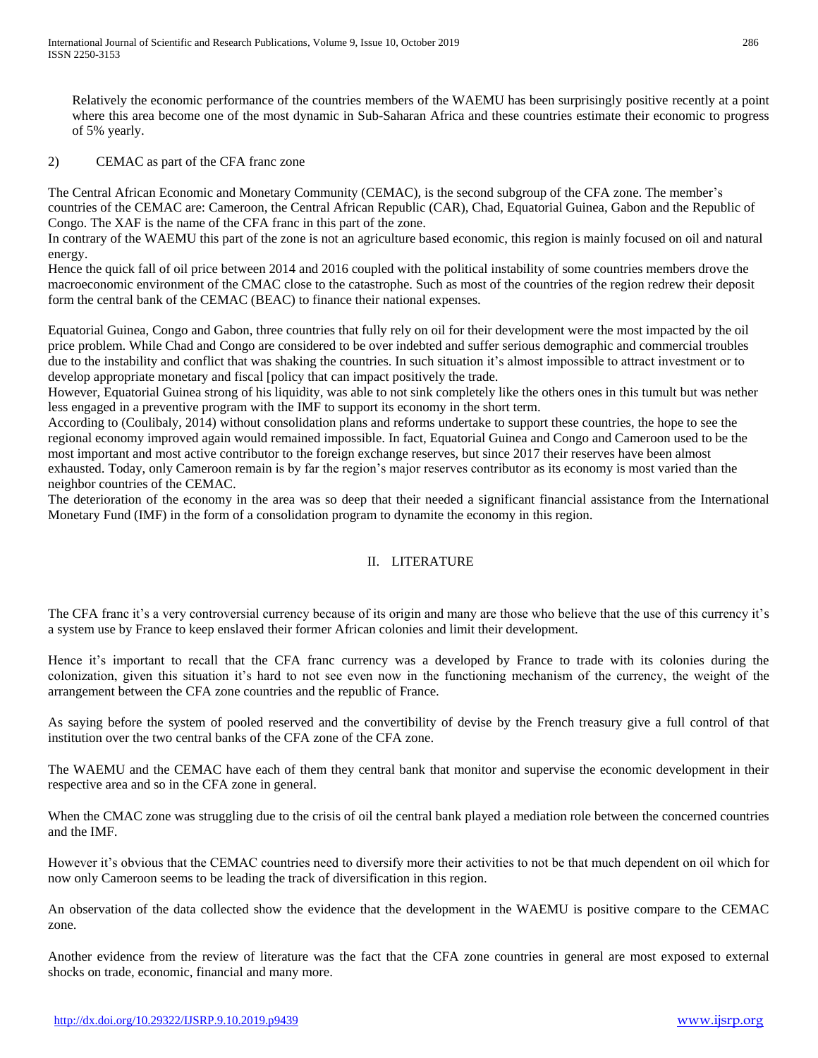Relatively the economic performance of the countries members of the WAEMU has been surprisingly positive recently at a point where this area become one of the most dynamic in Sub-Saharan Africa and these countries estimate their economic to progress of 5% yearly.

2) CEMAC as part of the CFA franc zone

The Central African Economic and Monetary Community (CEMAC), is the second subgroup of the CFA zone. The member's countries of the CEMAC are: Cameroon, the Central African Republic (CAR), Chad, Equatorial Guinea, Gabon and the Republic of Congo. The XAF is the name of the CFA franc in this part of the zone.
In contrary of the WAEMU this part of the zone is not an agriculture based economic, this region is mainly focused on oil and natural energy.
Hence the quick fall of oil price between 2014 and 2016 coupled with the political instability of some countries members drove the macroeconomic environment of the CMAC close to the catastrophe. Such as most of the countries of the region redrew their deposit form the central bank of the CEMAC (BEAC) to finance their national expenses.

Equatorial Guinea, Congo and Gabon, three countries that fully rely on oil for their development were the most impacted by the oil price problem. While Chad and Congo are considered to be over indebted and suffer serious demographic and commercial troubles due to the instability and conflict that was shaking the countries. In such situation it's almost impossible to attract investment or to develop appropriate monetary and fiscal [policy that can impact positively the trade.
However, Equatorial Guinea strong of his liquidity, was able to not sink completely like the others ones in this tumult but was nether less engaged in a preventive program with the IMF to support its economy in the short term.
According to (Coulibaly, 2014) without consolidation plans and reforms undertake to support these countries, the hope to see the regional economy improved again would remained impossible. In fact, Equatorial Guinea and Congo and Cameroon used to be the most important and most active contributor to the foreign exchange reserves, but since 2017 their reserves have been almost exhausted. Today, only Cameroon remain is by far the region's major reserves contributor as its economy is most varied than the neighbor countries of the CEMAC.
The deterioration of the economy in the area was so deep that their needed a significant financial assistance from the International Monetary Fund (IMF) in the form of a consolidation program to dynamite the economy in this region.

# II. LITERATURE

The CFA franc it's a very controversial currency because of its origin and many are those who believe that the use of this currency it's a system use by France to keep enslaved their former African colonies and limit their development.

Hence it's important to recall that the CFA franc currency was a developed by France to trade with its colonies during the colonization, given this situation it's hard to not see even now in the functioning mechanism of the currency, the weight of the arrangement between the CFA zone countries and the republic of France.

As saying before the system of pooled reserved and the convertibility of devise by the French treasury give a full control of that institution over the two central banks of the CFA zone of the CFA zone.

The WAEMU and the CEMAC have each of them they central bank that monitor and supervise the economic development in their respective area and so in the CFA zone in general.

When the CMAC zone was struggling due to the crisis of oil the central bank played a mediation role between the concerned countries and the IMF.

However it's obvious that the CEMAC countries need to diversify more their activities to not be that much dependent on oil which for now only Cameroon seems to be leading the track of diversification in this region.

An observation of the data collected show the evidence that the development in the WAEMU is positive compare to the CEMAC zone.

Another evidence from the review of literature was the fact that the CFA zone countries in general are most exposed to external shocks on trade, economic, financial and many more.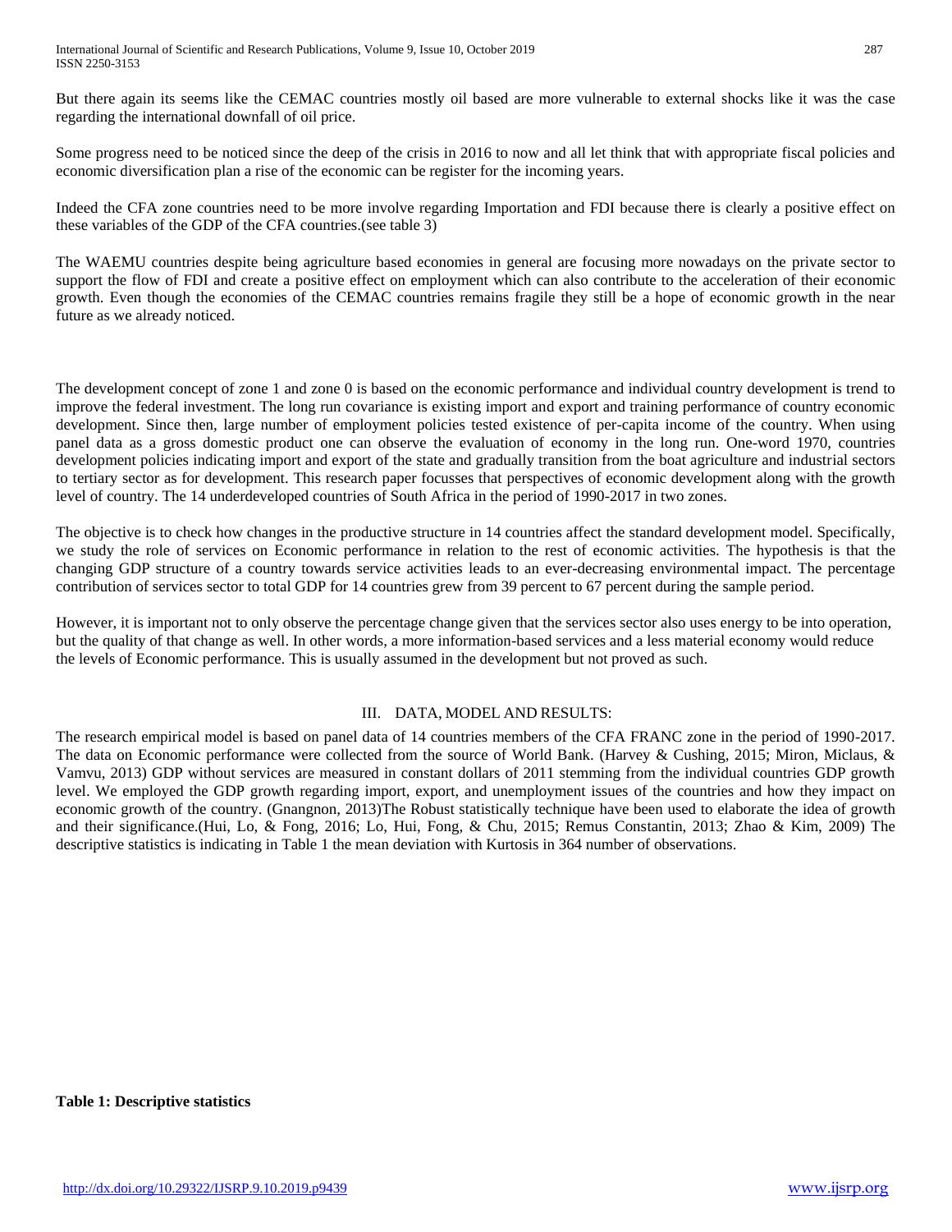But there again its seems like the CEMAC countries mostly oil based are more vulnerable to external shocks like it was the case regarding the international downfall of oil price.

Some progress need to be noticed since the deep of the crisis in 2016 to now and all let think that with appropriate fiscal policies and economic diversification plan a rise of the economic can be register for the incoming years.

Indeed the CFA zone countries need to be more involve regarding Importation and FDI because there is clearly a positive effect on these variables of the GDP of the CFA countries.(see table 3)

The WAEMU countries despite being agriculture based economies in general are focusing more nowadays on the private sector to support the flow of FDI and create a positive effect on employment which can also contribute to the acceleration of their economic growth. Even though the economies of the CEMAC countries remains fragile they still be a hope of economic growth in the near future as we already noticed.

The development concept of zone 1 and zone 0 is based on the economic performance and individual country development is trend to improve the federal investment. The long run covariance is existing import and export and training performance of country economic development. Since then, large number of employment policies tested existence of per-capita income of the country. When using panel data as a gross domestic product one can observe the evaluation of economy in the long run. One-word 1970, countries development policies indicating import and export of the state and gradually transition from the boat agriculture and industrial sectors to tertiary sector as for development. This research paper focusses that perspectives of economic development along with the growth level of country. The 14 underdeveloped countries of South Africa in the period of 1990-2017 in two zones.

The objective is to check how changes in the productive structure in 14 countries affect the standard development model. Specifically, we study the role of services on Economic performance in relation to the rest of economic activities. The hypothesis is that the changing GDP structure of a country towards service activities leads to an ever-decreasing environmental impact. The percentage contribution of services sector to total GDP for 14 countries grew from 39 percent to 67 percent during the sample period.

However, it is important not to only observe the percentage change given that the services sector also uses energy to be into operation, but the quality of that change as well. In other words, a more information-based services and a less material economy would reduce the levels of Economic performance. This is usually assumed in the development but not proved as such.

## III. DATA, MODEL AND RESULTS:

The research empirical model is based on panel data of 14 countries members of the CFA FRANC zone in the period of 1990-2017. The data on Economic performance were collected from the source of World Bank. (Harvey & Cushing, 2015; Miron, Miclaus, & Vamvu, 2013) GDP without services are measured in constant dollars of 2011 stemming from the individual countries GDP growth level. We employed the GDP growth regarding import, export, and unemployment issues of the countries and how they impact on economic growth of the country. (Gnangnon, 2013)The Robust statistically technique have been used to elaborate the idea of growth and their significance.(Hui, Lo, & Fong, 2016; Lo, Hui, Fong, & Chu, 2015; Remus Constantin, 2013; Zhao & Kim, 2009) The descriptive statistics is indicating in Table 1 the mean deviation with Kurtosis in 364 number of observations.

**Table 1: Descriptive statistics**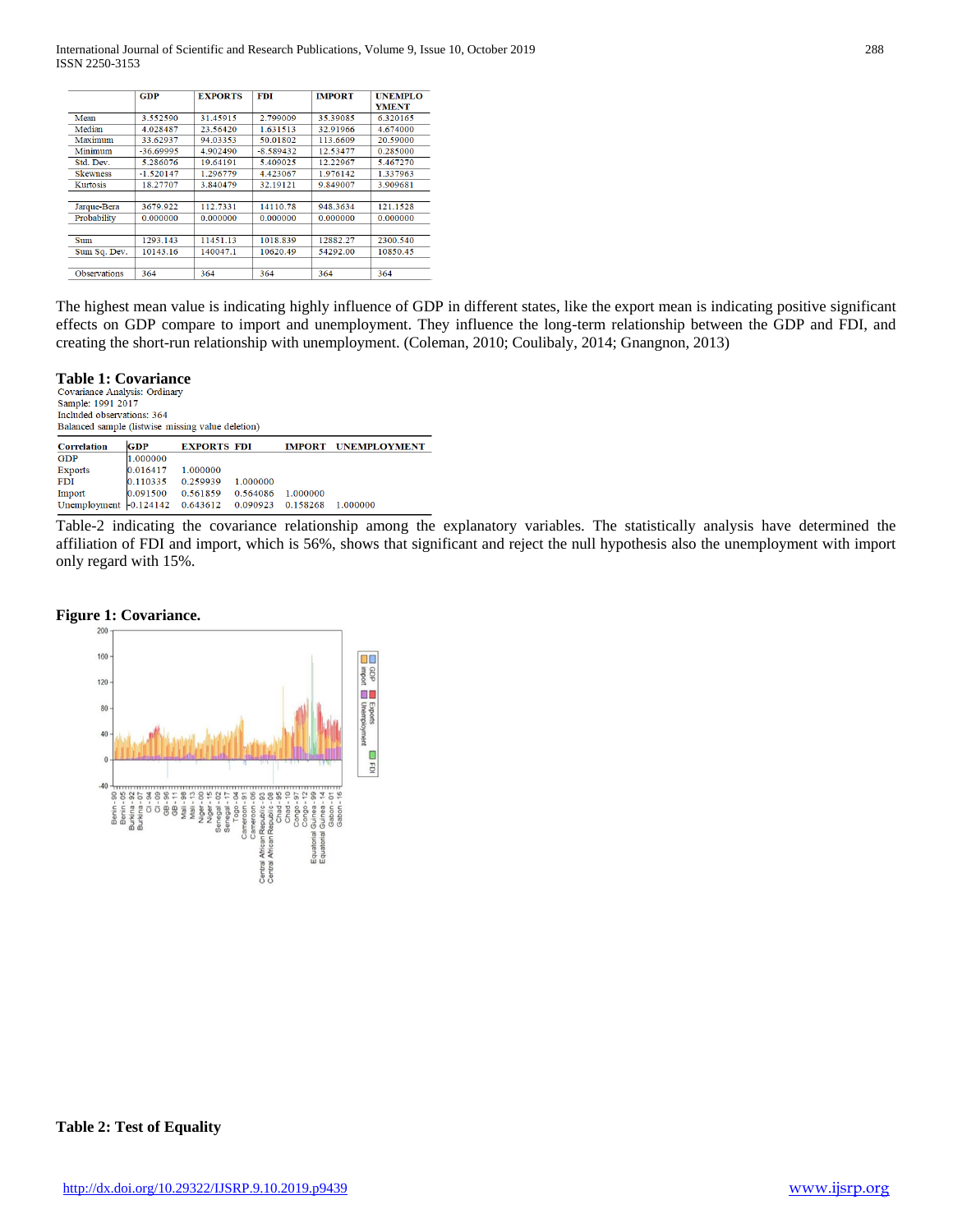|  | GDP | EXPORTS | FDI | IMPORT | UNEMPLOYMENT |
|---|---|---|---|---|---|
| Mean | 3.552590 | 31.45915 | 2.799009 | 35.39085 | 6.320165 |
| Median | 4.028487 | 23.56420 | 1.631513 | 32.91966 | 4.674000 |
| Maximum | 33.62937 | 94.03353 | 50.01802 | 113.6609 | 20.59000 |
| Minimum | -36.69995 | 4.902490 | -8.589432 | 12.53477 | 0.285000 |
| Std. Dev. | 5.286076 | 19.64191 | 5.409025 | 12.22967 | 5.467270 |
| Skewness | -1.520147 | 1.296779 | 4.423067 | 1.976142 | 1.337963 |
| Kurtosis | 18.27707 | 3.840479 | 32.19121 | 9.849007 | 3.909681 |
| Jarque-Bera | 3679.922 | 112.7331 | 14110.78 | 948.3634 | 121.1528 |
| Probability | 0.000000 | 0.000000 | 0.000000 | 0.000000 | 0.000000 |
| Sum | 1293.143 | 11451.13 | 1018.839 | 12882.27 | 2300.540 |
| Sum Sq. Dev. | 10143.16 | 140047.1 | 10620.49 | 54292.00 | 10850.45 |
| Observations | 364 | 364 | 364 | 364 | 364 |

The highest mean value is indicating highly influence of GDP in different states, like the export mean is indicating positive significant effects on GDP compare to import and unemployment. They influence the long-term relationship between the GDP and FDI, and creating the short-run relationship with unemployment. (Coleman, 2010; Coulibaly, 2014; Gnangnon, 2013)

**Table 1: Covariance**

Covariance Analysis: Ordinary
Sample: 1991 2017
Included observations: 364
Balanced sample (listwise missing value deletion)

| Correlation | GDP | EXPORTS | FDI | IMPORT | UNEMPLOYMENT |
|---|---|---|---|---|---|
| GDP | 1.000000 | | | | |
| Exports | 0.016417 | 1.000000 | | | |
| FDI | 0.110335 | 0.259939 | 1.000000 | | |
| Import | 0.091500 | 0.561859 | 0.564086 | 1.000000 | |
| Unemployment | -0.124142 | 0.643612 | 0.090923 | 0.158268 | 1.000000 |

Table-2 indicating the covariance relationship among the explanatory variables. The statistically analysis have determined the affiliation of FDI and import, which is 56%, shows that significant and reject the null hypothesis also the unemployment with import only regard with 15%.

**Figure 1: Covariance.**

**Table 2: Test of Equality**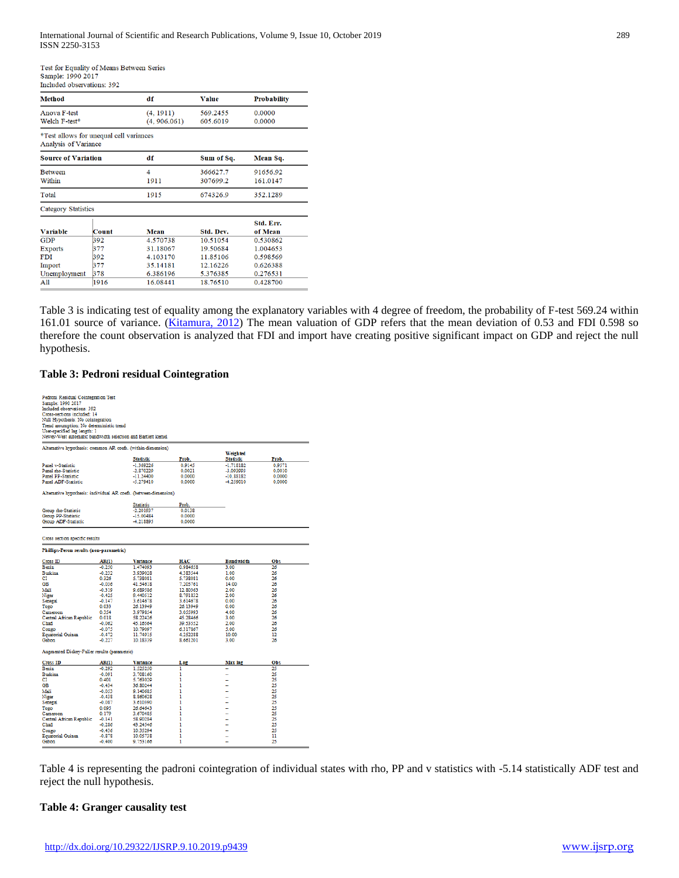Test for Equality of Means Between Series
Sample: 1990 2017
Included observations: 392

| Method | df | Value | Probability |
|---|---|---|---|
| Anova F-test | (4, 1911) | 569.2455 | 0.0000 |
| Welch F-test* | (4, 906.061) | 605.6019 | 0.0000 |

*Test allows for unequal cell variances
Analysis of Variance

| Source of Variation | df | Sum of Sq. | Mean Sq. |
|---|---|---|---|
| Between | 4 | 366627.7 | 91656.92 |
| Within | 1911 | 307699.2 | 161.0147 |
| Total | 1915 | 674326.9 | 352.1289 |

Category Statistics

| Variable | Count | Mean | Std. Dev. | Std. Err. of Mean |
|---|---|---|---|---|
| GDP | 392 | 4.570738 | 10.51054 | 0.530862 |
| Exports | 377 | 31.18067 | 19.50684 | 1.004653 |
| FDI | 392 | 4.103170 | 11.85106 | 0.598569 |
| Import | 377 | 35.14181 | 12.16226 | 0.626388 |
| Unemployment | 378 | 6.386196 | 5.376385 | 0.276531 |
| All | 1916 | 16.08441 | 18.76510 | 0.428700 |

Table 3 is indicating test of equality among the explanatory variables with 4 degree of freedom, the probability of F-test 569.24 within 161.01 source of variance. (Kitamura, 2012) The mean valuation of GDP refers that the mean deviation of 0.53 and FDI 0.598 so therefore the count observation is analyzed that FDI and import have creating positive significant impact on GDP and reject the null hypothesis.

**Table 3: Pedroni residual Cointegration**

Pedroni Residual Cointegration Test
Sample: 1990 2017
Included observations: 392
Cross-sections included: 14
Null Hypothesis: No cointegration
Trend assumption: No deterministic trend
User-specified lag length: 1
Newey-West automatic bandwidth selection and Bartlett kernel

Alternative hypothesis: common AR coefs. (within-dimension)

| | Statistic | Prob. | Weighted Statistic | Prob. |
|---|---|---|---|---|
| Panel v-Statistic | -1.369226 | 0.9145 | -1.718182 | 0.9571 |
| Panel rho-Statistic | -2.870229 | 0.0021 | -3.093093 | 0.0010 |
| Panel PP-Statistic | -11.24400 | 0.0000 | -10.18182 | 0.0000 |
| Panel ADF-Statistic | -5.279410 | 0.0000 | -4.259010 | 0.0000 |

Alternative hypothesis: individual AR coefs. (between-dimension)

| | Statistic | Prob. |
|---|---|---|
| Group rho-Statistic | -2.201837 | 0.0138 |
| Group PP-Statistic | -15.06484 | 0.0000 |
| Group ADF-Statistic | -4.218893 | 0.0000 |

Cross section specific results

Phillips-Peron results (non-parametric)

| Cross ID | AR(1) | Variance | HAC | Bandwidth | Obs |
|---|---|---|---|---|---|
| Benin | -0.250 | 1.474093 | 0.984658 | 3.00 | 26 |
| Burkina | -0.232 | 3.939028 | 4.383544 | 1.00 | 26 |
| CI | 0.326 | 5.738081 | 5.738081 | 0.00 | 26 |
| GB | -0.036 | 41.54618 | 7.205761 | 14.00 | 26 |
| Mali | -0.319 | 9.689586 | 12.80363 | 2.00 | 26 |
| Niger | -0.425 | 8.440512 | 8.791832 | 2.00 | 26 |
| Senegal | -0.147 | 3.614678 | 3.614678 | 0.00 | 26 |
| Togo | 0.033 | 26.13949 | 26.13949 | 0.00 | 26 |
| Cameroon | 0.354 | 3.979854 | 3.055993 | 4.00 | 26 |
| Central African Republic | 0.018 | 58.22426 | 45.28466 | 3.00 | 26 |
| Chad | -0.062 | 45.16564 | 39.53552 | 2.00 | 26 |
| Congo | -0.075 | 10.79097 | 6.317367 | 5.00 | 26 |
| Equatorial Guinea | -0.472 | 11.74915 | 4.252288 | 10.00 | 12 |
| Gabon | -0.227 | 10.18339 | 8.661201 | 3.00 | 26 |

Augmented Dickey-Fuller results (parametric)

| Cross ID | AR(1) | Variance | Lag | Max lag | Obs |
|---|---|---|---|---|---|
| Benin | -0.292 | 1.525250 | 1 | – | 25 |
| Burkina | -0.091 | 3.708160 | 1 | – | 25 |
| CI | 0.401 | 5.763029 | 1 | – | 25 |
| GB | -0.434 | 36.80244 | 1 | – | 25 |
| Mali | -0.053 | 9.140685 | 1 | – | 25 |
| Niger | -0.438 | 8.860628 | 1 | – | 25 |
| Senegal | -0.087 | 3.610390 | 1 | – | 25 |
| Togo | 0.095 | 26.64643 | 1 | – | 25 |
| Cameroon | 0.179 | 3.670485 | 1 | – | 25 |
| Central African Republic | -0.141 | 58.90284 | 1 | – | 25 |
| Chad | -0.286 | 43.24546 | 1 | – | 25 |
| Congo | -0.436 | 10.35264 | 1 | – | 25 |
| Equatorial Guinea | -0.878 | 10.05758 | 1 | – | 11 |
| Gabon | -0.400 | 9.753166 | 1 | – | 25 |

Table 4 is representing the padroni cointegration of individual states with rho, PP and v statistics with -5.14 statistically ADF test and reject the null hypothesis.

**Table 4: Granger causality test**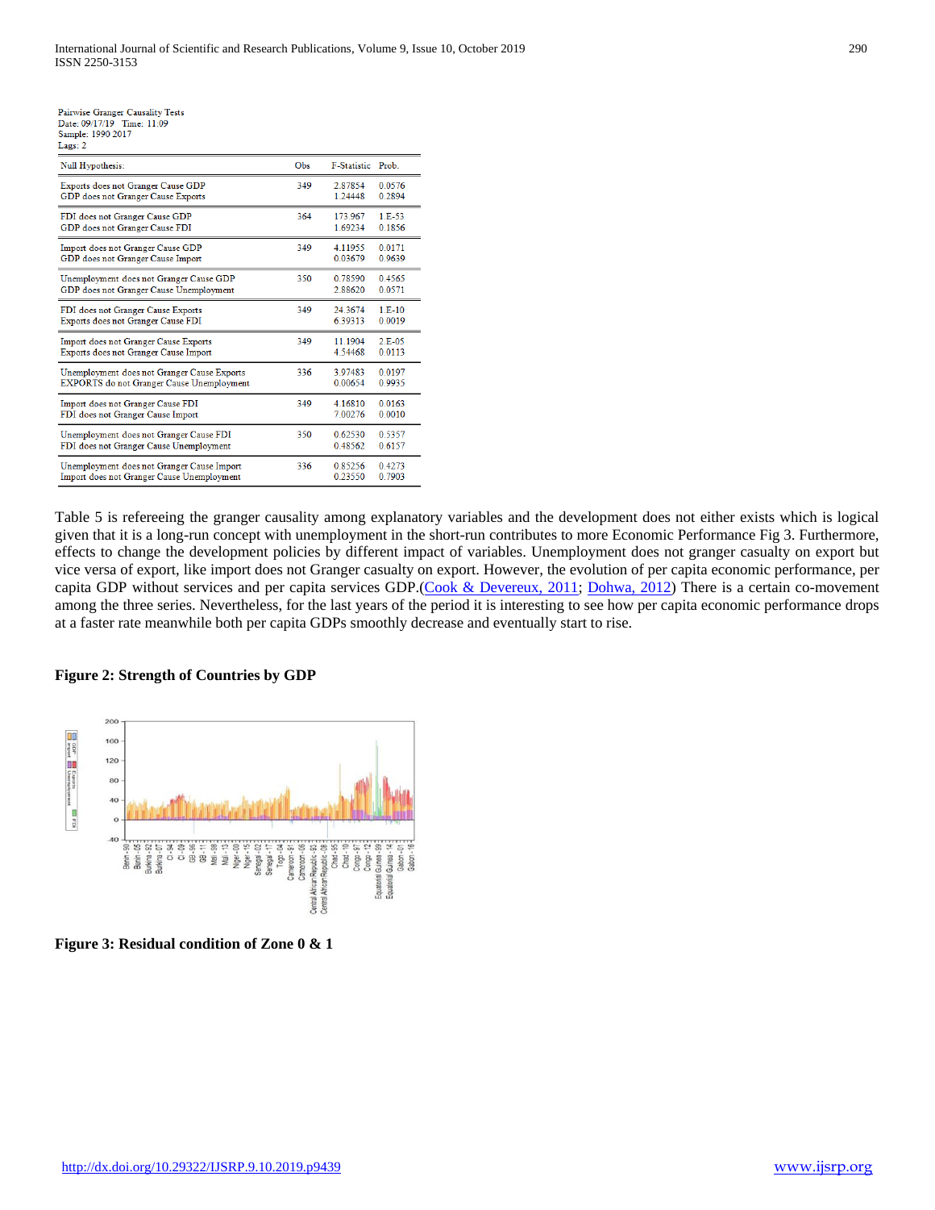Pairwise Granger Causality Tests
Date: 09/17/19 Time: 11:09
Sample: 1990 2017
Lags: 2

| Null Hypothesis: | Obs | F-Statistic | Prob. |
|---|---|---|---|
| Exports does not Granger Cause GDP | 349 | 2.87854 | 0.0576 |
| GDP does not Granger Cause Exports | | 1.24448 | 0.2894 |
| FDI does not Granger Cause GDP | 364 | 173.967 | 1.E-53 |
| GDP does not Granger Cause FDI | | 1.69234 | 0.1856 |
| Import does not Granger Cause GDP | 349 | 4.11955 | 0.0171 |
| GDP does not Granger Cause Import | | 0.03679 | 0.9639 |
| Unemployment does not Granger Cause GDP | 350 | 0.78590 | 0.4565 |
| GDP does not Granger Cause Unemployment | | 2.88620 | 0.0571 |
| FDI does not Granger Cause Exports | 349 | 24.3674 | 1.E-10 |
| Exports does not Granger Cause FDI | | 6.39313 | 0.0019 |
| Import does not Granger Cause Exports | 349 | 11.1904 | 2.E-05 |
| Exports does not Granger Cause Import | | 4.54468 | 0.0113 |
| Unemployment does not Granger Cause Exports | 336 | 3.97483 | 0.0197 |
| EXPORTS do not Granger Cause Unemployment | | 0.00654 | 0.9935 |
| Import does not Granger Cause FDI | 349 | 4.16810 | 0.0163 |
| FDI does not Granger Cause Import | | 7.00276 | 0.0010 |
| Unemployment does not Granger Cause FDI | 350 | 0.62530 | 0.5357 |
| FDI does not Granger Cause Unemployment | | 0.48562 | 0.6157 |
| Unemployment does not Granger Cause Import | 336 | 0.85256 | 0.4273 |
| Import does not Granger Cause Unemployment | | 0.23550 | 0.7903 |

Table 5 is refereeing the granger causality among explanatory variables and the development does not either exists which is logical given that it is a long-run concept with unemployment in the short-run contributes to more Economic Performance Fig 3. Furthermore, effects to change the development policies by different impact of variables. Unemployment does not granger casualty on export but vice versa of export, like import does not Granger casualty on export. However, the evolution of per capita economic performance, per capita GDP without services and per capita services GDP.(Cook & Devereux, 2011; Dohwa, 2012) There is a certain co-movement among the three series. Nevertheless, for the last years of the period it is interesting to see how per capita economic performance drops at a faster rate meanwhile both per capita GDPs smoothly decrease and eventually start to rise.

**Figure 2: Strength of Countries by GDP**

**Figure 3: Residual condition of Zone 0 & 1**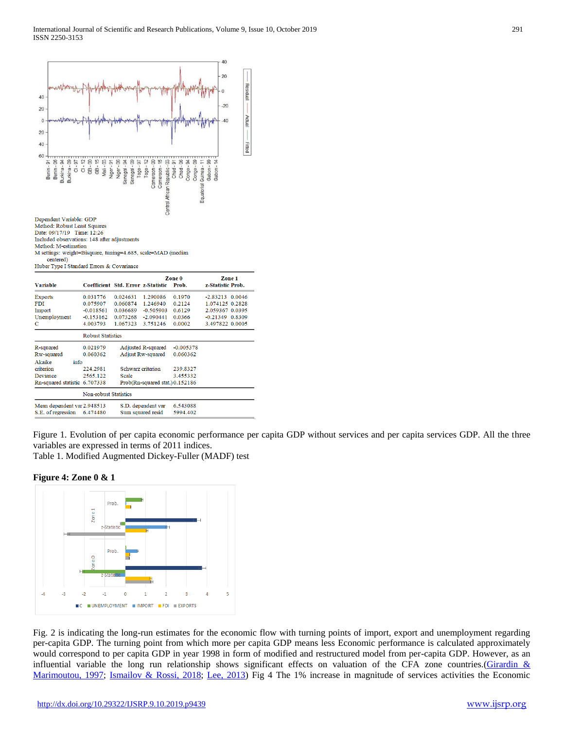Dependent Variable: GDP
Method: Robust Least Squares
Date: 09/17/19 Time: 12:26
Included observations: 148 after adjustments
Method: M-estimation
M settings: weight=Bisquare, tuning=4.685, scale=MAD (median centered)
Huber Type I Standard Errors & Covariance

| Variable | Coefficient | Std. Error | z-Statistic | Zone 0 Prob. | Zone 1 z-Statistic | Zone 1 Prob. |
|---|---|---|---|---|---|---|
| Exports | 0.031776 | 0.024631 | 1.290086 | 0.1970 | -2.83213 | 0.0046 |
| FDI | 0.075907 | 0.060874 | 1.246940 | 0.2124 | 1.074125 | 0.2828 |
| Import | -0.018561 | 0.036689 | -0.505903 | 0.6129 | 2.059367 | 0.0395 |
| Unemployment | -0.153162 | 0.073268 | -2.090441 | 0.0366 | -0.21349 | 0.8309 |
| C | 4.003793 | 1.067323 | 3.751246 | 0.0002 | 3.497822 | 0.0005 |

Robust Statistics

| | | | |
|---|---|---|---|
| R-squared | 0.021979 | Adjusted R-squared | -0.005378 |
| Rw-squared | 0.060362 | Adjust Rw-squared | 0.060362 |
| Akaike info criterion | 224.2981 | Schwarz criterion | 239.8327 |
| Deviance | 2565.122 | Scale | 3.455332 |
| Rn-squared statistic | 6.707338 | Prob(Rn-squared stat.) | 0.152186 |

Non-robust Statistics

| | | | |
|---|---|---|---|
| Mean dependent var | 2.948513 | S.D. dependent var | 6.543088 |
| S.E. of regression | 6.474480 | Sum squared resid | 5994.402 |

Figure 1. Evolution of per capita economic performance per capita GDP without services and per capita services GDP. All the three variables are expressed in terms of 2011 indices.
Table 1. Modified Augmented Dickey-Fuller (MADF) test

**Figure 4: Zone 0 & 1**

Fig. 2 is indicating the long-run estimates for the economic flow with turning points of import, export and unemployment regarding per-capita GDP. The turning point from which more per capita GDP means less Economic performance is calculated approximately would correspond to per capita GDP in year 1998 in form of modified and restructured model from per-capita GDP. However, as an influential variable the long run relationship shows significant effects on valuation of the CFA zone countries.(Girardin & Marimoutou, 1997; Ismailov & Rossi, 2018; Lee, 2013) Fig 4 The 1% increase in magnitude of services activities the Economic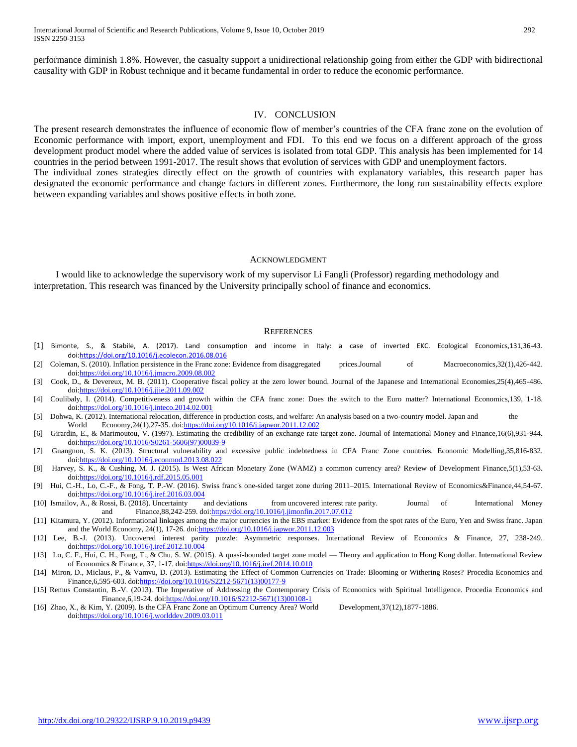performance diminish 1.8%. However, the casualty support a unidirectional relationship going from either the GDP with bidirectional causality with GDP in Robust technique and it became fundamental in order to reduce the economic performance.

## IV. CONCLUSION

The present research demonstrates the influence of economic flow of member's countries of the CFA franc zone on the evolution of Economic performance with import, export, unemployment and FDI. To this end we focus on a different approach of the gross development product model where the added value of services is isolated from total GDP. This analysis has been implemented for 14 countries in the period between 1991-2017. The result shows that evolution of services with GDP and unemployment factors.

The individual zones strategies directly effect on the growth of countries with explanatory variables, this research paper has designated the economic performance and change factors in different zones. Furthermore, the long run sustainability effects explore between expanding variables and shows positive effects in both zone.

## ACKNOWLEDGMENT

I would like to acknowledge the supervisory work of my supervisor Li Fangli (Professor) regarding methodology and interpretation. This research was financed by the University principally school of finance and economics.

## REFERENCES

[1] Bimonte, S., & Stabile, A. (2017). Land consumption and income in Italy: a case of inverted EKC. Ecological Economics,131,36-43. doi:https://doi.org/10.1016/j.ecolecon.2016.08.016

[2] Coleman, S. (2010). Inflation persistence in the Franc zone: Evidence from disaggregated prices.Journal of Macroeconomics,32(1),426-442. doi:https://doi.org/10.1016/j.jmacro.2009.08.002

[3] Cook, D., & Devereux, M. B. (2011). Cooperative fiscal policy at the zero lower bound. Journal of the Japanese and International Economies,25(4),465-486. doi:https://doi.org/10.1016/j.jjie.2011.09.002

[4] Coulibaly, I. (2014). Competitiveness and growth within the CFA franc zone: Does the switch to the Euro matter? International Economics,139, 1-18. doi:https://doi.org/10.1016/j.inteco.2014.02.001

[5] Dohwa, K. (2012). International relocation, difference in production costs, and welfare: An analysis based on a two-country model. Japan and the World Economy,24(1),27-35. doi:https://doi.org/10.1016/j.japwor.2011.12.002

[6] Girardin, E., & Marimoutou, V. (1997). Estimating the credibility of an exchange rate target zone. Journal of International Money and Finance,16(6),931-944. doi:https://doi.org/10.1016/S0261-5606(97)00039-9

[7] Gnangnon, S. K. (2013). Structural vulnerability and excessive public indebtedness in CFA Franc Zone countries. Economic Modelling,35,816-832. doi:https://doi.org/10.1016/j.econmod.2013.08.022

[8] Harvey, S. K., & Cushing, M. J. (2015). Is West African Monetary Zone (WAMZ) a common currency area? Review of Development Finance,5(1),53-63. doi:https://doi.org/10.1016/j.rdf.2015.05.001

[9] Hui, C.-H., Lo, C.-F., & Fong, T. P.-W. (2016). Swiss franc's one-sided target zone during 2011–2015. International Review of Economics&Finance,44,54-67. doi:https://doi.org/10.1016/j.iref.2016.03.004

[10] Ismailov, A., & Rossi, B. (2018). Uncertainty and deviations from uncovered interest rate parity. Journal of International Money and Finance,88,242-259. doi:https://doi.org/10.1016/j.jimonfin.2017.07.012

[11] Kitamura, Y. (2012). Informational linkages among the major currencies in the EBS market: Evidence from the spot rates of the Euro, Yen and Swiss franc. Japan and the World Economy, 24(1), 17-26. doi:https://doi.org/10.1016/j.japwor.2011.12.003

[12] Lee, B.-J. (2013). Uncovered interest parity puzzle: Asymmetric responses. International Review of Economics & Finance, 27, 238-249. doi:https://doi.org/10.1016/j.iref.2012.10.004

[13] Lo, C. F., Hui, C. H., Fong, T., & Chu, S. W. (2015). A quasi-bounded target zone model — Theory and application to Hong Kong dollar. International Review of Economics & Finance, 37, 1-17. doi:https://doi.org/10.1016/j.iref.2014.10.010

[14] Miron, D., Miclaus, P., & Vamvu, D. (2013). Estimating the Effect of Common Currencies on Trade: Blooming or Withering Roses? Procedia Economics and Finance,6,595-603. doi:https://doi.org/10.1016/S2212-5671(13)00177-9

[15] Remus Constantin, B.-V. (2013). The Imperative of Addressing the Contemporary Crisis of Economics with Spiritual Intelligence. Procedia Economics and Finance,6,19-24. doi:https://doi.org/10.1016/S2212-5671(13)00108-1

[16] Zhao, X., & Kim, Y. (2009). Is the CFA Franc Zone an Optimum Currency Area? World Development,37(12),1877-1886. doi:https://doi.org/10.1016/j.worlddev.2009.03.011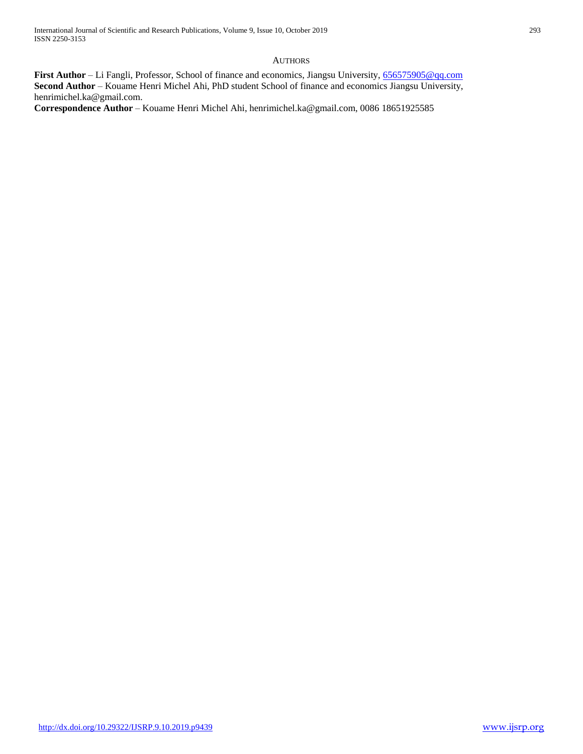## AUTHORS

**First Author** – Li Fangli, Professor, School of finance and economics, Jiangsu University, 656575905@qq.com

**Second Author** – Kouame Henri Michel Ahi, PhD student School of finance and economics Jiangsu University, henrimichel.ka@gmail.com.

**Correspondence Author** – Kouame Henri Michel Ahi, henrimichel.ka@gmail.com, 0086 18651925585